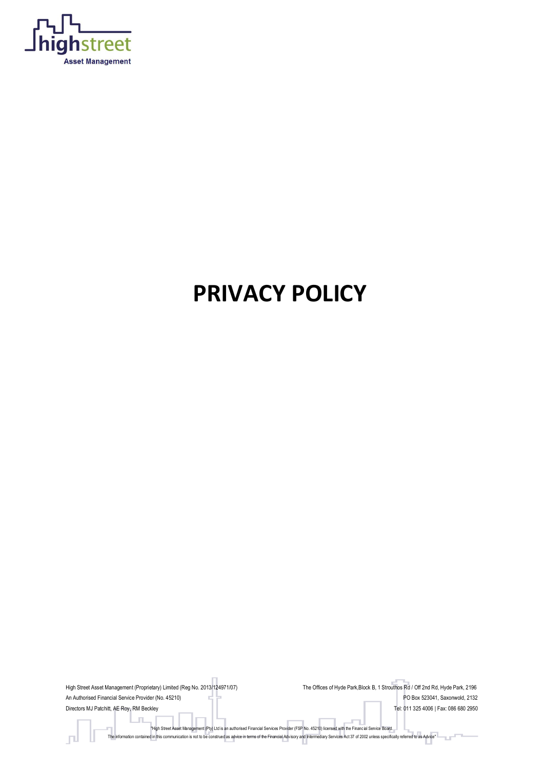# PRIVACY POLICY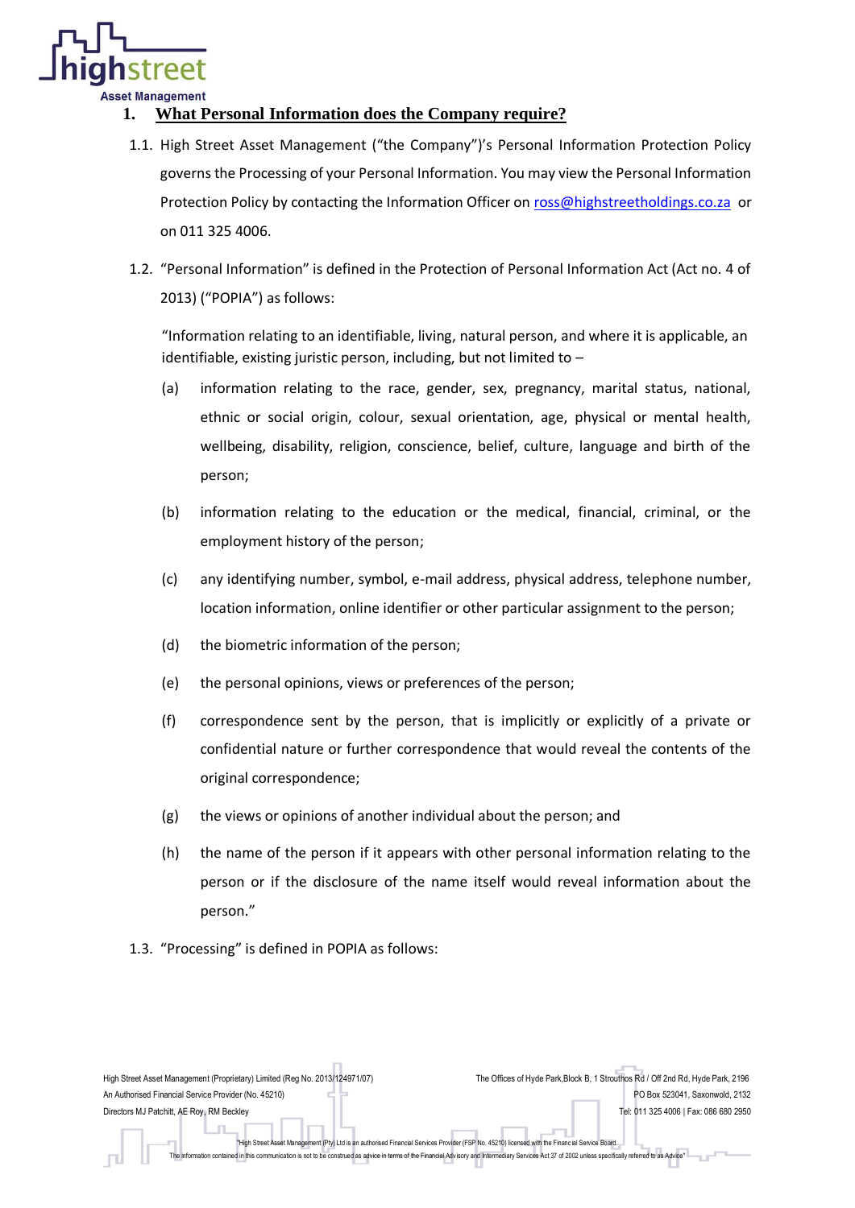## 1. What Personal Information does the Company require?

1.1. High Street Asset Management ("the Company")'s Personal Information Protection Policy governs the Processing of your Personal Information. You may view the Personal Information Protection Policy by contacting the Information Officer on ross@highstreetholdings.co.za or on 011 325 4006.

1.2. "Personal Information" is defined in the Protection of Personal Information Act (Act no. 4 of 2013) ("POPIA") as follows:

"Information relating to an identifiable, living, natural person, and where it is applicable, an identifiable, existing juristic person, including, but not limited to –

(a) information relating to the race, gender, sex, pregnancy, marital status, national, ethnic or social origin, colour, sexual orientation, age, physical or mental health, wellbeing, disability, religion, conscience, belief, culture, language and birth of the person;

(b) information relating to the education or the medical, financial, criminal, or the employment history of the person;

(c) any identifying number, symbol, e-mail address, physical address, telephone number, location information, online identifier or other particular assignment to the person;

(d) the biometric information of the person;

(e) the personal opinions, views or preferences of the person;

(f) correspondence sent by the person, that is implicitly or explicitly of a private or confidential nature or further correspondence that would reveal the contents of the original correspondence;

(g) the views or opinions of another individual about the person; and

(h) the name of the person if it appears with other personal information relating to the person or if the disclosure of the name itself would reveal information about the person."

1.3. "Processing" is defined in POPIA as follows: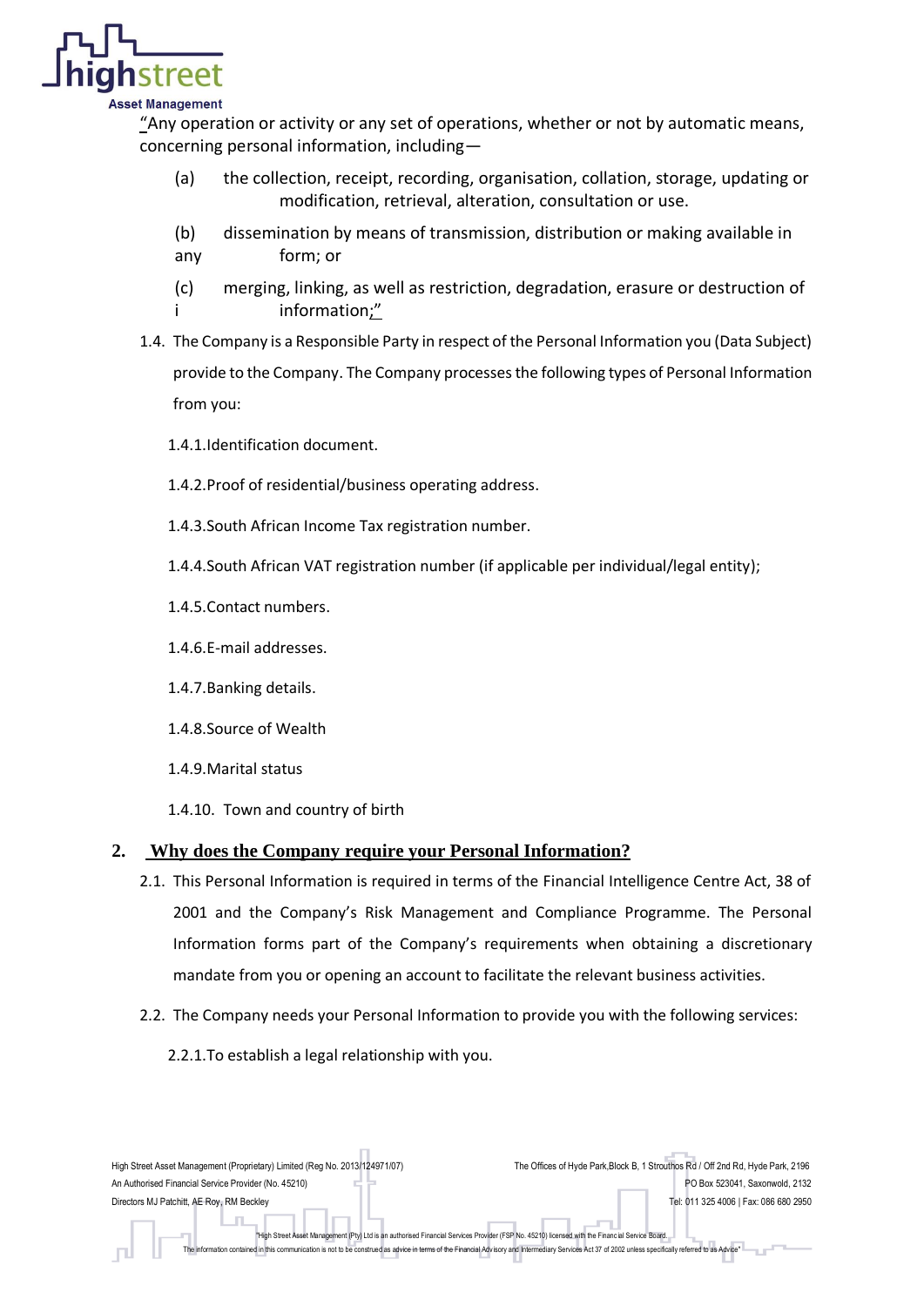"Any operation or activity or any set of operations, whether or not by automatic means, concerning personal information, including—

(a) the collection, receipt, recording, organisation, collation, storage, updating or modification, retrieval, alteration, consultation or use.

(b) dissemination by means of transmission, distribution or making available in any form; or

(c) merging, linking, as well as restriction, degradation, erasure or destruction of information;"

1.4. The Company is a Responsible Party in respect of the Personal Information you (Data Subject) provide to the Company. The Company processes the following types of Personal Information from you:

1.4.1. Identification document.

1.4.2. Proof of residential/business operating address.

1.4.3. South African Income Tax registration number.

1.4.4. South African VAT registration number (if applicable per individual/legal entity);

1.4.5. Contact numbers.

1.4.6. E-mail addresses.

1.4.7. Banking details.

1.4.8. Source of Wealth

1.4.9. Marital status

1.4.10. Town and country of birth

## 2. Why does the Company require your Personal Information?

2.1. This Personal Information is required in terms of the Financial Intelligence Centre Act, 38 of 2001 and the Company's Risk Management and Compliance Programme. The Personal Information forms part of the Company's requirements when obtaining a discretionary mandate from you or opening an account to facilitate the relevant business activities.

2.2. The Company needs your Personal Information to provide you with the following services:

2.2.1. To establish a legal relationship with you.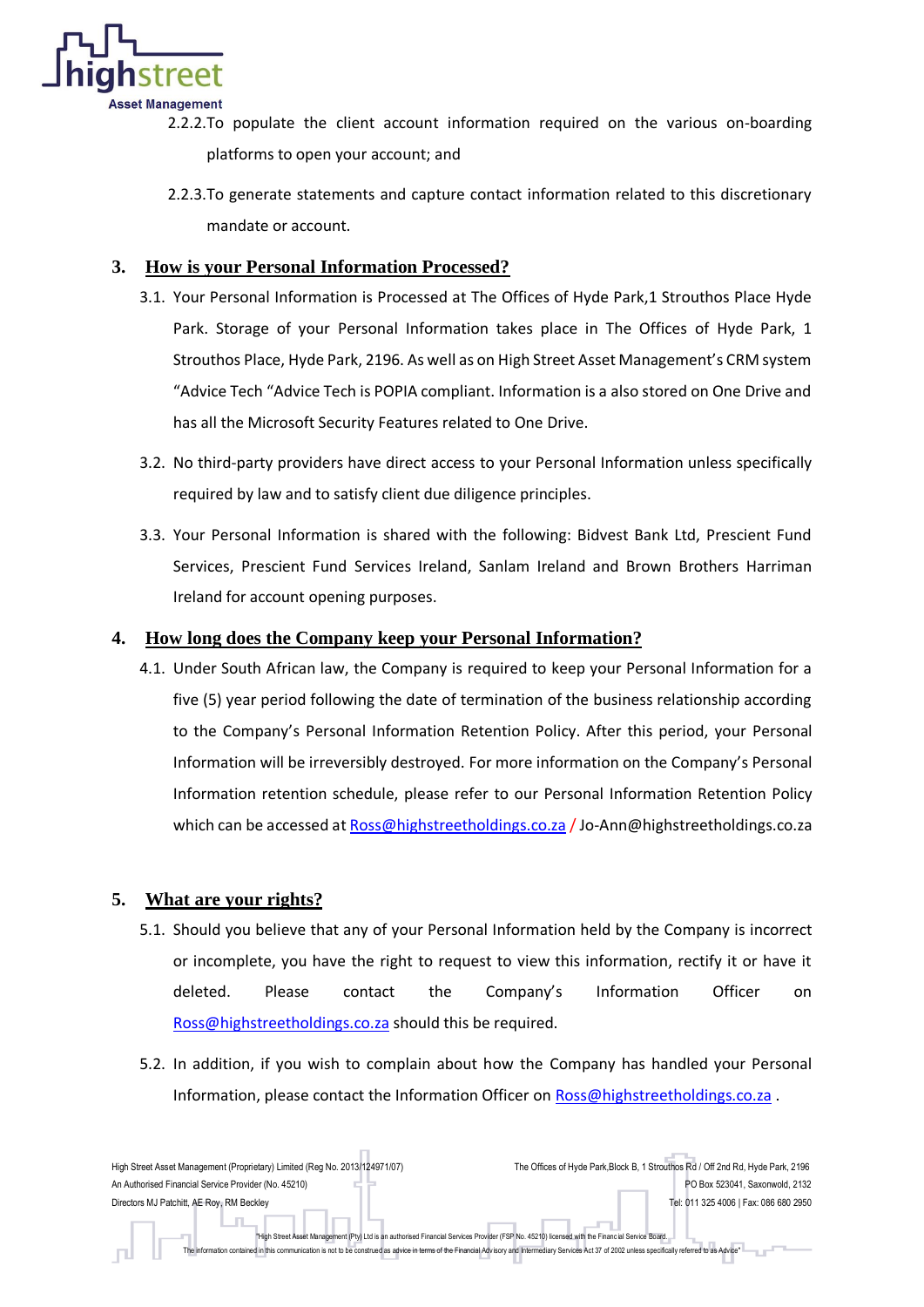2.2.2. To populate the client account information required on the various on-boarding platforms to open your account; and

2.2.3. To generate statements and capture contact information related to this discretionary mandate or account.

## 3. How is your Personal Information Processed?

3.1. Your Personal Information is Processed at The Offices of Hyde Park,1 Strouthos Place Hyde Park. Storage of your Personal Information takes place in The Offices of Hyde Park, 1 Strouthos Place, Hyde Park, 2196. As well as on High Street Asset Management's CRM system "Advice Tech "Advice Tech is POPIA compliant. Information is a also stored on One Drive and has all the Microsoft Security Features related to One Drive.

3.2. No third-party providers have direct access to your Personal Information unless specifically required by law and to satisfy client due diligence principles.

3.3. Your Personal Information is shared with the following: Bidvest Bank Ltd, Prescient Fund Services, Prescient Fund Services Ireland, Sanlam Ireland and Brown Brothers Harriman Ireland for account opening purposes.

## 4. How long does the Company keep your Personal Information?

4.1. Under South African law, the Company is required to keep your Personal Information for a five (5) year period following the date of termination of the business relationship according to the Company's Personal Information Retention Policy. After this period, your Personal Information will be irreversibly destroyed. For more information on the Company's Personal Information retention schedule, please refer to our Personal Information Retention Policy which can be accessed at Ross@highstreetholdings.co.za / Jo-Ann@highstreetholdings.co.za

## 5. What are your rights?

5.1. Should you believe that any of your Personal Information held by the Company is incorrect or incomplete, you have the right to request to view this information, rectify it or have it deleted. Please contact the Company's Information Officer on Ross@highstreetholdings.co.za should this be required.

5.2. In addition, if you wish to complain about how the Company has handled your Personal Information, please contact the Information Officer on Ross@highstreetholdings.co.za .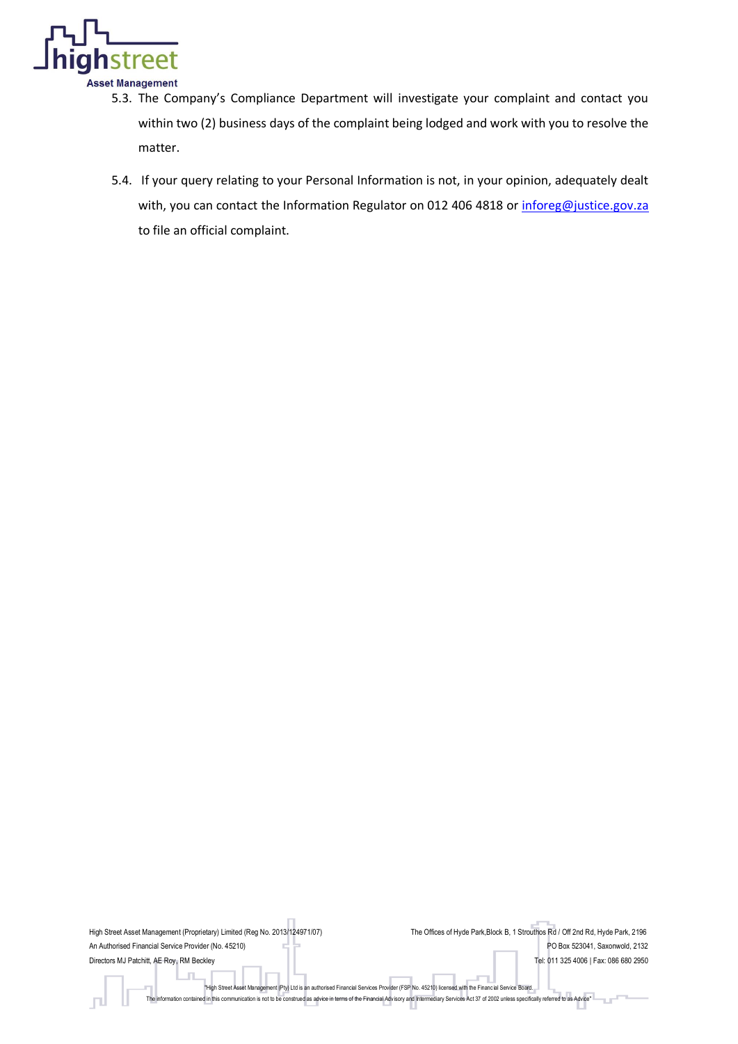5.3. The Company's Compliance Department will investigate your complaint and contact you within two (2) business days of the complaint being lodged and work with you to resolve the matter.

5.4. If your query relating to your Personal Information is not, in your opinion, adequately dealt with, you can contact the Information Regulator on 012 406 4818 or inforeg@justice.gov.za to file an official complaint.